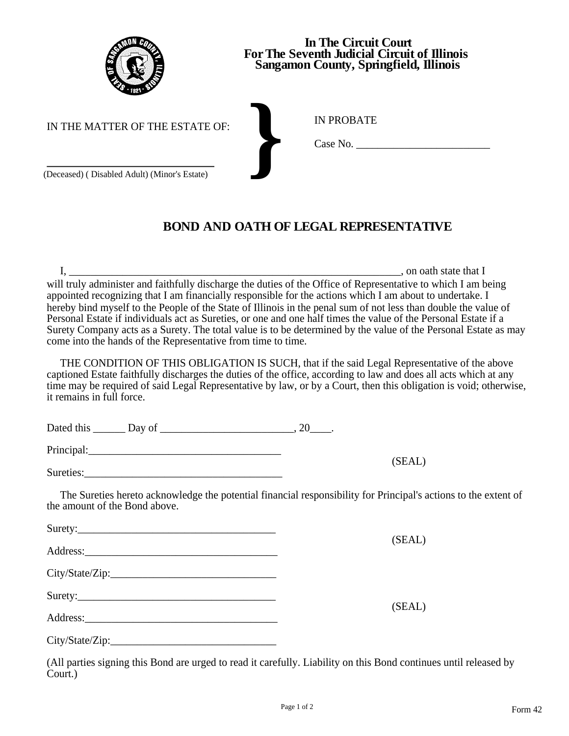**In The Circuit Court**
**For The Seventh Judicial Circuit of Illinois**
**Sangamon County, Springfield, Illinois**

IN THE MATTER OF THE ESTATE OF:

______________________________
(Deceased) ( Disabled Adult) (Minor's Estate)

IN PROBATE

Case No. ________________________

# BOND AND OATH OF LEGAL REPRESENTATIVE

I, ______________________________________________________________, on oath state that I will truly administer and faithfully discharge the duties of the Office of Representative to which I am being appointed recognizing that I am financially responsible for the actions which I am about to undertake. I hereby bind myself to the People of the State of Illinois in the penal sum of not less than double the value of Personal Estate if individuals act as Sureties, or one and one half times the value of the Personal Estate if a Surety Company acts as a Surety. The total value is to be determined by the value of the Personal Estate as may come into the hands of the Representative from time to time.

THE CONDITION OF THIS OBLIGATION IS SUCH, that if the said Legal Representative of the above captioned Estate faithfully discharges the duties of the office, according to law and does all acts which at any time may be required of said Legal Representative by law, or by a Court, then this obligation is void; otherwise, it remains in full force.

Dated this ______ Day of ________________________, 20____.

Principal:___________________________________

Sureties:____________________________________ (SEAL)

The Sureties hereto acknowledge the potential financial responsibility for Principal's actions to the extent of the amount of the Bond above.

Surety:_____________________________________ (SEAL)

Address:____________________________________

City/State/Zip:______________________________

Surety:_____________________________________ (SEAL)

Address:____________________________________

City/State/Zip:______________________________

(All parties signing this Bond are urged to read it carefully. Liability on this Bond continues until released by Court.)

Form 42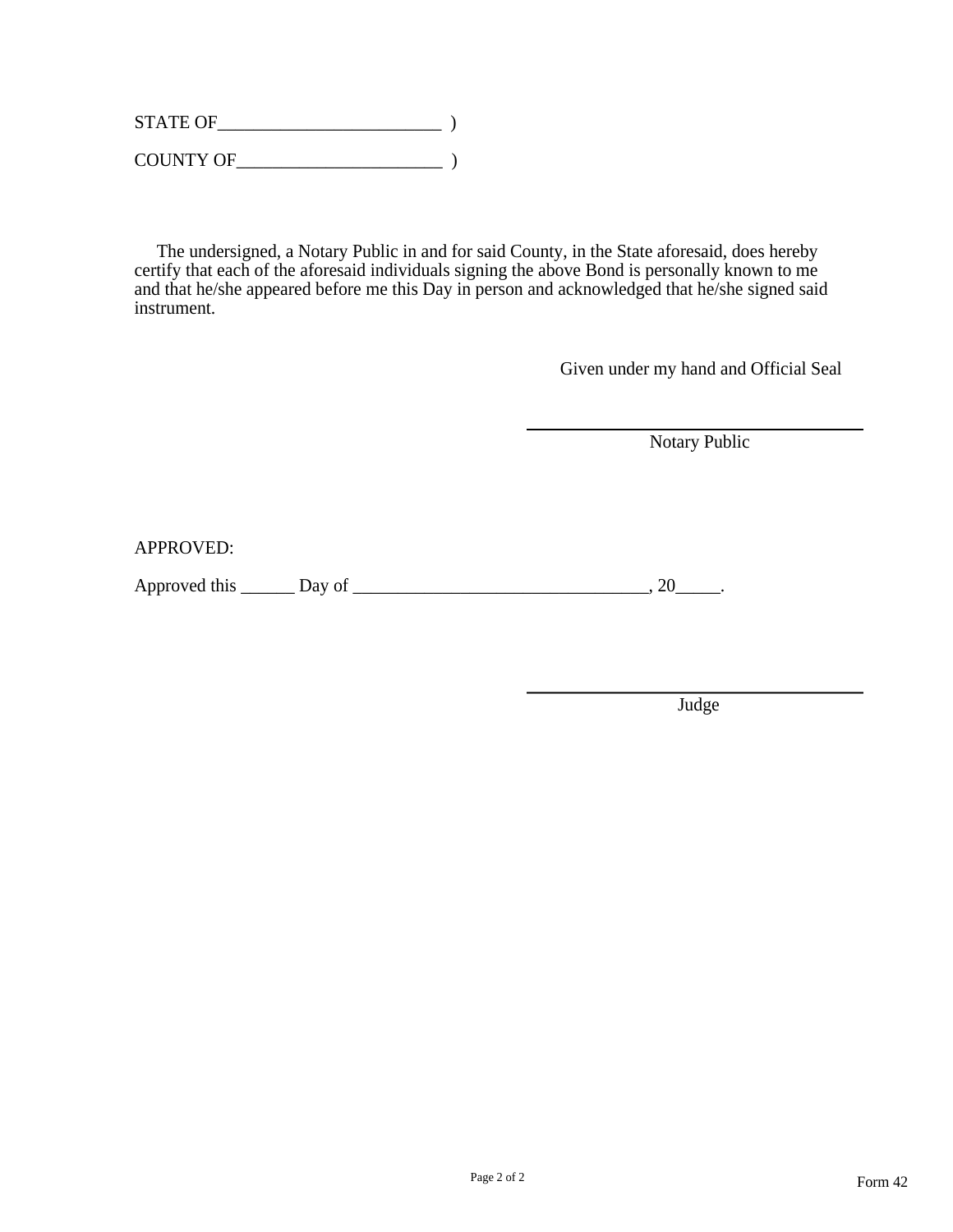STATE OF_________________________ )

COUNTY OF_______________________ )

The undersigned, a Notary Public in and for said County, in the State aforesaid, does hereby certify that each of the aforesaid individuals signing the above Bond is personally known to me and that he/she appeared before me this Day in person and acknowledged that he/she signed said instrument.

Given under my hand and Official Seal

_______________________________
Notary Public

APPROVED:

Approved this ______ Day of _________________________________, 20_____.

_______________________________
Judge

Form 42